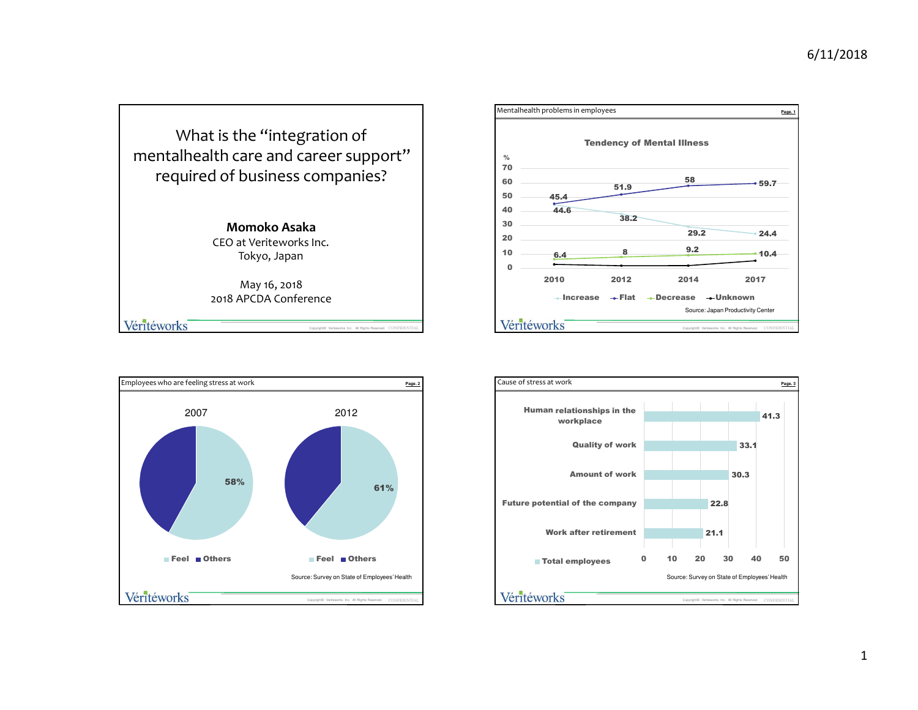# What is the "integration of mentalhealth care and career support" required of business companies?

**Momoko Asaka**
CEO at Veriteworks Inc.
Tokyo, Japan

May 16, 2018
2018 APCDA Conference

---

## Mentalhealth problems in employees

**Tendency of Mental Illness**

| % | 2010 | 2012 | 2014 | 2017 |
|---|---|---|---|---|
| Increase | 44.6 | 38.2 | 29.2 | 24.4 |
| Flat | 45.4 | 51.9 | 58 | 59.7 |
| Decrease | 6.4 | 8 | 9.2 | 10.4 |
| Unknown | | | | |

Source: Japan Productivity Center

---

## Employees who are feeling stress at work

| | 2007 | 2012 |
|---|---|---|
| Feel | 58% | 61% |

Source: Survey on State of Employees' Health

---

## Cause of stress at work

| Cause | Total employees |
|---|---|
| Human relationships in the workplace | 41.3 |
| Quality of work | 33.1 |
| Amount of work | 30.3 |
| Future potential of the company | 22.8 |
| Work after retirement | 21.1 |

Source: Survey on State of Employees' Health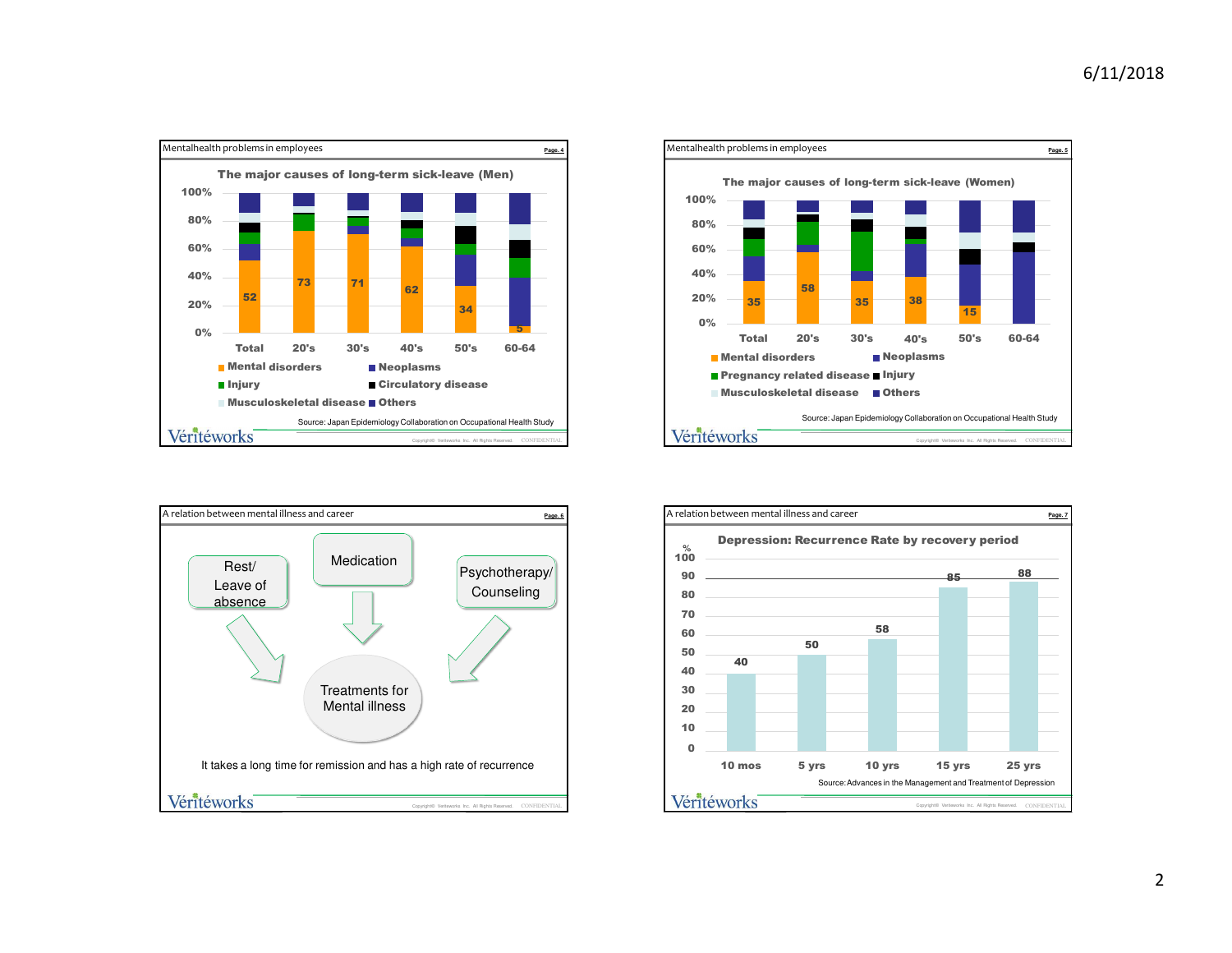## Mentalhealth problems in employees

### The major causes of long-term sick-leave (Men)

| | Total | 20's | 30's | 40's | 50's | 60-64 |
|---|---|---|---|---|---|---|
| Mental disorders (%) | 52 | 73 | 71 | 62 | 34 | 5 |

Legend: Mental disorders, Neoplasms, Injury, Circulatory disease, Musculoskeletal disease, Others

Source: Japan Epidemiology Collaboration on Occupational Health Study

## Mentalhealth problems in employees

### The major causes of long-term sick-leave (Women)

| | Total | 20's | 30's | 40's | 50's | 60-64 |
|---|---|---|---|---|---|---|
| Mental disorders (%) | 35 | 58 | 35 | 38 | 15 | |

Legend: Mental disorders, Neoplasms, Pregnancy related disease, Injury, Musculoskeletal disease, Others

Source: Japan Epidemiology Collaboration on Occupational Health Study

## A relation between mental illness and career

Rest/ Leave of absence → Treatments for Mental illness

Medication → Treatments for Mental illness

Psychotherapy/ Counseling → Treatments for Mental illness

It takes a long time for remission and has a high rate of recurrence

## A relation between mental illness and career

### Depression: Recurrence Rate by recovery period

| Recovery period | 10 mos | 5 yrs | 10 yrs | 15 yrs | 25 yrs |
|---|---|---|---|---|---|
| Recurrence rate (%) | 40 | 50 | 58 | 85 | 88 |

Source: Advances in the Management and Treatment of Depression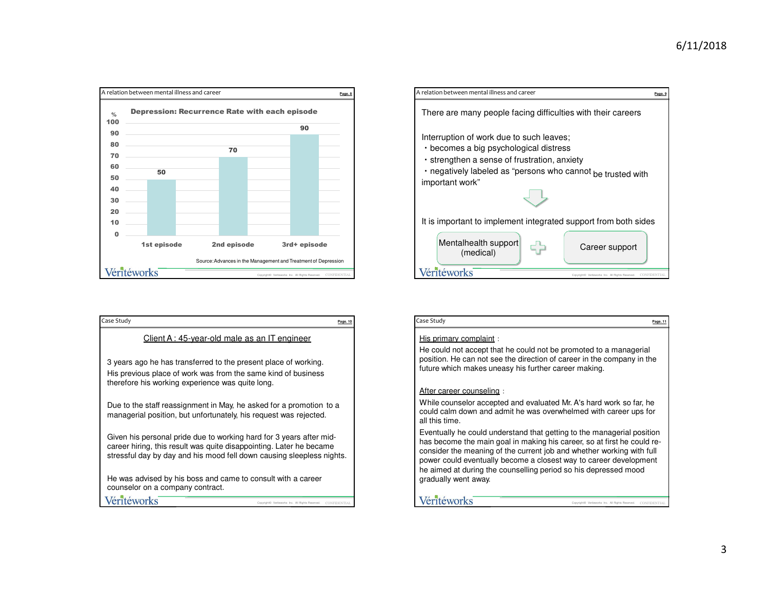## A relation between mental illness and career

### Depression: Recurrence Rate with each episode

| Episode | Recurrence Rate (%) |
|---|---|
| 1st episode | 50 |
| 2nd episode | 70 |
| 3rd+ episode | 90 |

Source: Advances in the Management and Treatment of Depression

## A relation between mental illness and career

There are many people facing difficulties with their careers

Interruption of work due to such leaves;

- becomes a big psychological distress
- strengthen a sense of frustration, anxiety
- negatively labeled as "persons who cannot be trusted with important work"

↓

It is important to implement integrated support from both sides

Mentalhealth support (medical) + Career support

## Case Study

Client A : 45-year-old male as an IT engineer

3 years ago he has transferred to the present place of working. His previous place of work was from the same kind of business therefore his working experience was quite long.

Due to the staff reassignment in May, he asked for a promotion to a managerial position, but unfortunately, his request was rejected.

Given his personal pride due to working hard for 3 years after mid-career hiring, this result was quite disappointing. Later he became stressful day by day and his mood fell down causing sleepless nights.

He was advised by his boss and came to consult with a career counselor on a company contract.

## Case Study

His primary complaint :

He could not accept that he could not be promoted to a managerial position. He can not see the direction of career in the company in the future which makes uneasy his further career making.

After career counseling :

While counselor accepted and evaluated Mr. A's hard work so far, he could calm down and admit he was overwhelmed with career ups for all this time.

Eventually he could understand that getting to the managerial position has become the main goal in making his career, so at first he could re-consider the meaning of the current job and whether working with full power could eventually become a closest way to career development he aimed at during the counselling period so his depressed mood gradually went away.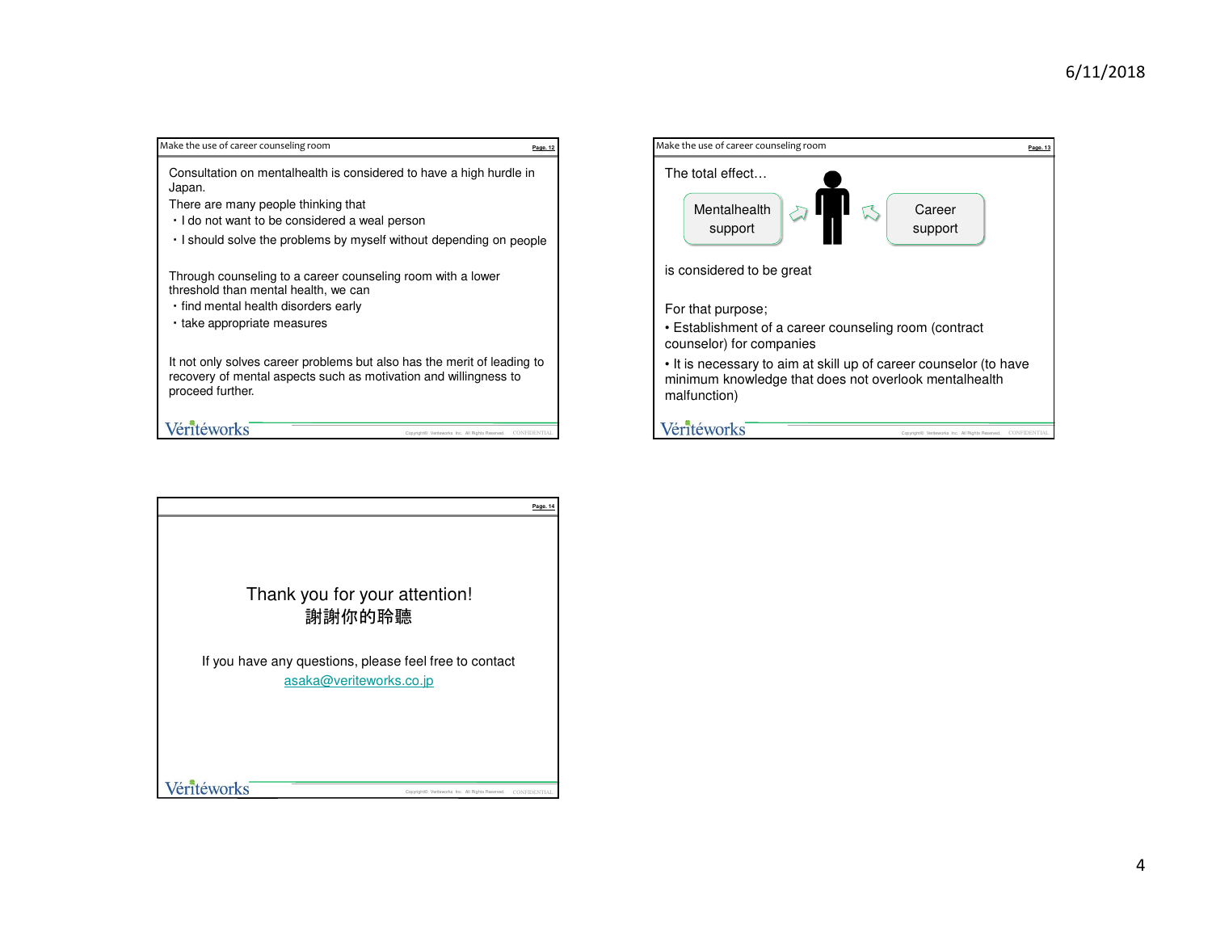## Make the use of career counseling room

Consultation on mentalhealth is considered to have a high hurdle in Japan.
There are many people thinking that

- I do not want to be considered a weal person
- I should solve the problems by myself without depending on people

Through counseling to a career counseling room with a lower threshold than mental health, we can

- find mental health disorders early
- take appropriate measures

It not only solves career problems but also has the merit of leading to recovery of mental aspects such as motivation and willingness to proceed further.

## Make the use of career counseling room

The total effect…

Mentalhealth support → [person] ← Career support

is considered to be great

For that purpose;

- Establishment of a career counseling room (contract counselor) for companies
- It is necessary to aim at skill up of career counselor (to have minimum knowledge that does not overlook mentalhealth malfunction)

---

Thank you for your attention!
謝謝你的聆聽

If you have any questions, please feel free to contact
asaka@veriteworks.co.jp